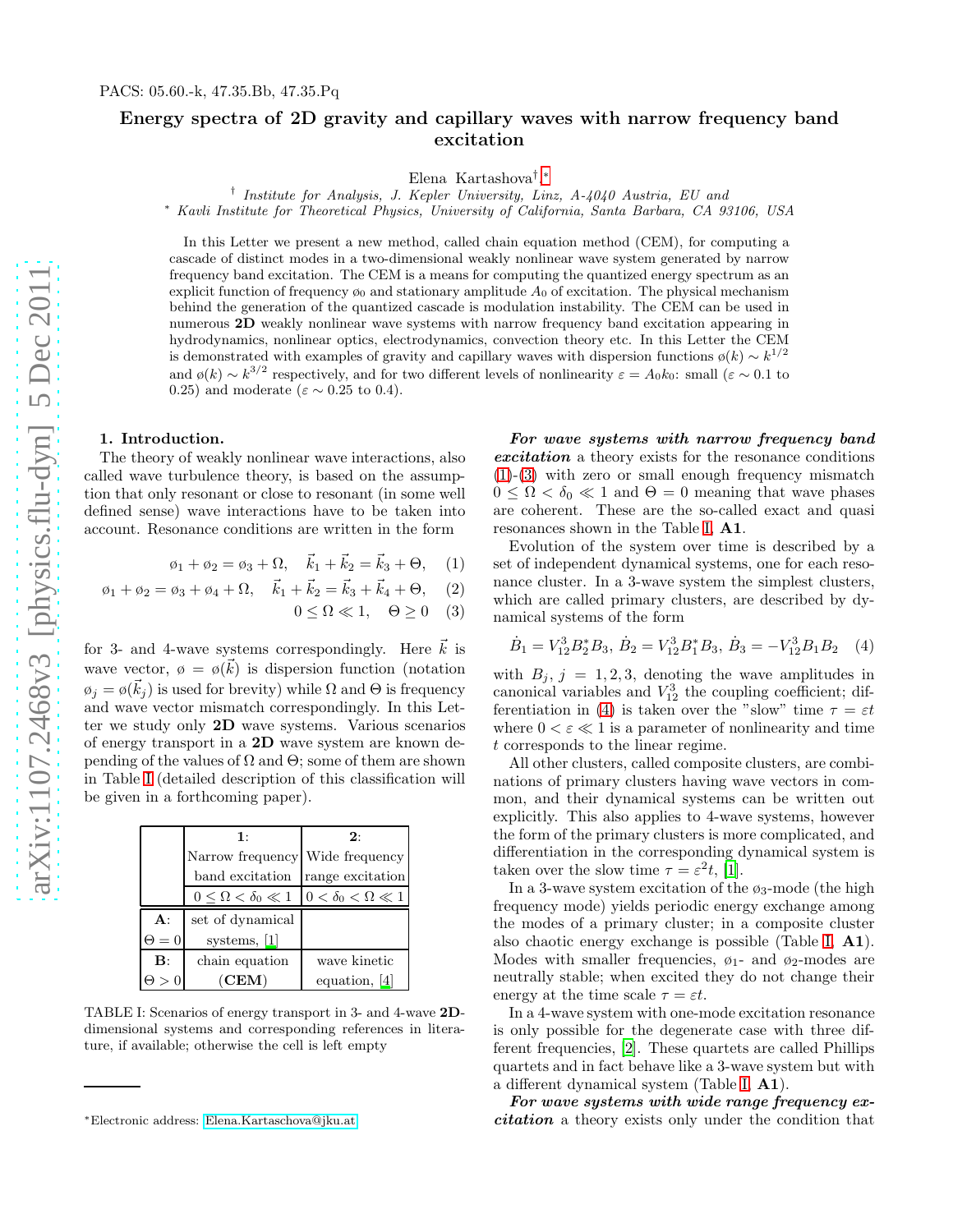PACS: 05.60.-k, 47.35.Bb, 47.35.Pq

# Energy spectra of 2D gravity and capillary waves with narrow frequency band excitation

Elena Kartashova[†,*]

[†] *Institute for Analysis, J. Kepler University, Linz, A-4040 Austria, EU and*
[*] *Kavli Institute for Theoretical Physics, University of California, Santa Barbara, CA 93106, USA*

In this Letter we present a new method, called chain equation method (CEM), for computing a cascade of distinct modes in a two-dimensional weakly nonlinear wave system generated by narrow frequency band excitation. The CEM is a means for computing the quantized energy spectrum as an explicit function of frequency $\omega_0$ and stationary amplitude $A_0$ of excitation. The physical mechanism behind the generation of the quantized cascade is modulation instability. The CEM can be used in numerous **2D** weakly nonlinear wave systems with narrow frequency band excitation appearing in hydrodynamics, nonlinear optics, electrodynamics, convection theory etc. In this Letter the CEM is demonstrated with examples of gravity and capillary waves with dispersion functions $\omega(k) \sim k^{1/2}$ and $\omega(k) \sim k^{3/2}$ respectively, and for two different levels of nonlinearity $\varepsilon = A_0 k_0$: small ($\varepsilon \sim 0.1$ to 0.25) and moderate ($\varepsilon \sim 0.25$ to 0.4).

## 1. Introduction.

The theory of weakly nonlinear wave interactions, also called wave turbulence theory, is based on the assumption that only resonant or close to resonant (in some well defined sense) wave interactions have to be taken into account. Resonance conditions are written in the form

$$\omega_1 + \omega_2 = \omega_3 + \Omega, \quad \vec{k}_1 + \vec{k}_2 = \vec{k}_3 + \Theta, \quad (1)$$

$$\omega_1 + \omega_2 = \omega_3 + \omega_4 + \Omega, \quad \vec{k}_1 + \vec{k}_2 = \vec{k}_3 + \vec{k}_4 + \Theta, \quad (2)$$

$$0 \leq \Omega \ll 1, \quad \Theta \geq 0 \quad (3)$$

for 3- and 4-wave systems correspondingly. Here $\vec{k}$ is wave vector, $\omega = \omega(\vec{k})$ is dispersion function (notation $\omega_j = \omega(\vec{k}_j)$ is used for brevity) while $\Omega$ and $\Theta$ is frequency and wave vector mismatch correspondingly. In this Letter we study only **2D** wave systems. Various scenarios of energy transport in a **2D** wave system are known depending of the values of $\Omega$ and $\Theta$; some of them are shown in Table I (detailed description of this classification will be given in a forthcoming paper).

| | **1**: Narrow frequency band excitation $0 \leq \Omega < \delta_0 \ll 1$ | **2**: Wide frequency range excitation $0 < \delta_0 < \Omega \ll 1$ |
|---|---|---|
| **A**: $\Theta = 0$ | set of dynamical systems, [1] | |
| **B**: $\Theta > 0$ | chain equation (**CEM**) | wave kinetic equation, [4] |

TABLE I: Scenarios of energy transport in 3- and 4-wave **2D**-dimensional systems and corresponding references in literature, if available; otherwise the cell is left empty

***For wave systems with narrow frequency band excitation*** a theory exists for the resonance conditions (1)-(3) with zero or small enough frequency mismatch $0 \leq \Omega < \delta_0 \ll 1$ and $\Theta = 0$ meaning that wave phases are coherent. These are the so-called exact and quasi resonances shown in the Table I, **A1**.

Evolution of the system over time is described by a set of independent dynamical systems, one for each resonance cluster. In a 3-wave system the simplest clusters, which are called primary clusters, are described by dynamical systems of the form

$$\dot{B}_1 = V_{12}^3 B_2^* B_3, \; \dot{B}_2 = V_{12}^3 B_1^* B_3, \; \dot{B}_3 = -V_{12}^3 B_1 B_2 \quad (4)$$

with $B_j$, $j = 1, 2, 3$, denoting the wave amplitudes in canonical variables and $V_{12}^3$ the coupling coefficient; differentiation in (4) is taken over the "slow" time $\tau = \varepsilon t$ where $0 < \varepsilon \ll 1$ is a parameter of nonlinearity and time $t$ corresponds to the linear regime.

All other clusters, called composite clusters, are combinations of primary clusters having wave vectors in common, and their dynamical systems can be written out explicitly. This also applies to 4-wave systems, however the form of the primary clusters is more complicated, and differentiation in the corresponding dynamical system is taken over the slow time $\tau = \varepsilon^2 t$, [1].

In a 3-wave system excitation of the $\omega_3$-mode (the high frequency mode) yields periodic energy exchange among the modes of a primary cluster; in a composite cluster also chaotic energy exchange is possible (Table I, **A1**). Modes with smaller frequencies, $\omega_1$- and $\omega_2$-modes are neutrally stable; when excited they do not change their energy at the time scale $\tau = \varepsilon t$.

In a 4-wave system with one-mode excitation resonance is only possible for the degenerate case with three different frequencies, [2]. These quartets are called Phillips quartets and in fact behave like a 3-wave system but with a different dynamical system (Table I, **A1**).

***For wave systems with wide range frequency excitation*** a theory exists only under the condition that

*Electronic address: Elena.Kartaschova@jku.at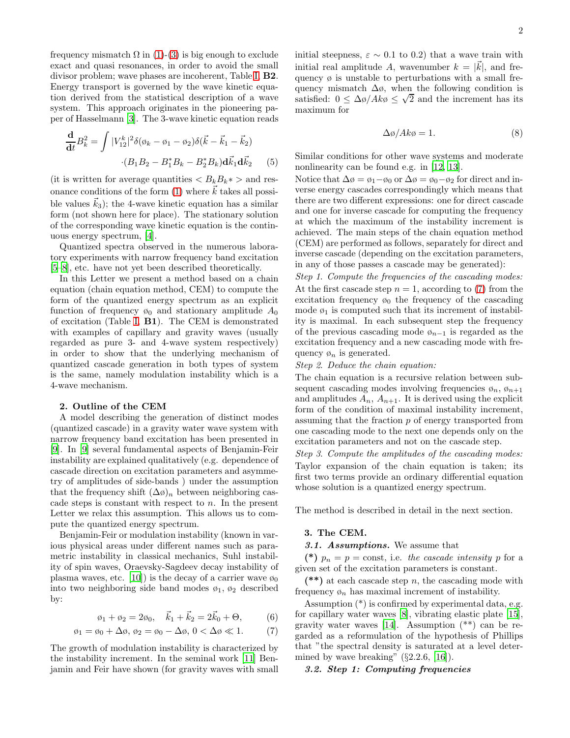frequency mismatch $\Omega$ in (1)-(3) is big enough to exclude exact and quasi resonances, in order to avoid the small divisor problem; wave phases are incoherent, Table I, **B2**. Energy transport is governed by the wave kinetic equation derived from the statistical description of a wave system. This approach originates in the pioneering paper of Hasselmann [3]. The 3-wave kinetic equation reads

$$\frac{\mathbf{d}}{\mathbf{d}t}B_k^2 = \int |V_{12}^k|^2 \delta(\omega_k - \omega_1 - \omega_2)\delta(\vec{k} - \vec{k}_1 - \vec{k}_2) \cdot (B_1 B_2 - B_1^* B_k - B_2^* B_k)\mathbf{d}\vec{k}_1 \mathbf{d}\vec{k}_2 \tag{5}$$

(it is written for average quantities $< B_k B_k * >$ and resonance conditions of the form (1) where $\vec{k}$ takes all possible values $\vec{k}_3$); the 4-wave kinetic equation has a similar form (not shown here for place). The stationary solution of the corresponding wave kinetic equation is the continuous energy spectrum, [4].

Quantized spectra observed in the numerous laboratory experiments with narrow frequency band excitation [5–8], etc. have not yet been described theoretically.

In this Letter we present a method based on a chain equation (chain equation method, CEM) to compute the form of the quantized energy spectrum as an explicit function of frequency $\omega_0$ and stationary amplitude $A_0$ of excitation (Table I, **B1**). The CEM is demonstrated with examples of capillary and gravity waves (usually regarded as pure 3- and 4-wave system respectively) in order to show that the underlying mechanism of quantized cascade generation in both types of system is the same, namely modulation instability which is a 4-wave mechanism.

## 2. Outline of the CEM

A model describing the generation of distinct modes (quantized cascade) in a gravity water wave system with narrow frequency band excitation has been presented in [9]. In [9] several fundamental aspects of Benjamin-Feir instability are explained qualitatively (e.g. dependence of cascade direction on excitation parameters and asymmetry of amplitudes of side-bands ) under the assumption that the frequency shift $(\Delta\omega)_n$ between neighboring cascade steps is constant with respect to $n$. In the present Letter we relax this assumption. This allows us to compute the quantized energy spectrum.

Benjamin-Feir or modulation instability (known in various physical areas under different names such as parametric instability in classical mechanics, Suhl instability of spin waves, Oraevsky-Sagdeev decay instability of plasma waves, etc. [10]) is the decay of a carrier wave $\omega_0$ into two neighboring side band modes $\omega_1$, $\omega_2$ described by:

$$\omega_1 + \omega_2 = 2\omega_0, \quad \vec{k}_1 + \vec{k}_2 = 2\vec{k}_0 + \Theta, \tag{6}$$

$$\omega_1 = \omega_0 + \Delta\omega,\ \omega_2 = \omega_0 - \Delta\omega,\ 0 < \Delta\omega \ll 1. \tag{7}$$

The growth of modulation instability is characterized by the instability increment. In the seminal work [11] Benjamin and Feir have shown (for gravity waves with small initial steepness, $\varepsilon \sim 0.1$ to $0.2$) that a wave train with initial real amplitude $A$, wavenumber $k = |\vec{k}|$, and frequency $\omega$ is unstable to perturbations with a small frequency mismatch $\Delta\omega$, when the following condition is satisfied: $0 \leq \Delta\omega/Ak\omega \leq \sqrt{2}$ and the increment has its maximum for

$$\Delta\omega/Ak\omega = 1. \tag{8}$$

Similar conditions for other wave systems and moderate nonlinearity can be found e.g. in [12, 13].

Notice that $\Delta\omega = \omega_1 - \omega_0$ or $\Delta\omega = \omega_0 - \omega_2$ for direct and inverse energy cascades correspondingly which means that there are two different expressions: one for direct cascade and one for inverse cascade for computing the frequency at which the maximum of the instability increment is achieved. The main steps of the chain equation method (CEM) are performed as follows, separately for direct and inverse cascade (depending on the excitation parameters, in any of those passes a cascade may be generated):

*Step 1. Compute the frequencies of the cascading modes:* At the first cascade step $n = 1$, according to (7) from the excitation frequency $\omega_0$ the frequency of the cascading mode $\omega_1$ is computed such that its increment of instability is maximal. In each subsequent step the frequency of the previous cascading mode $\omega_{n-1}$ is regarded as the excitation frequency and a new cascading mode with frequency $\omega_n$ is generated.

*Step 2. Deduce the chain equation:*
The chain equation is a recursive relation between subsequent cascading modes involving frequencies $\omega_n$, $\omega_{n+1}$ and amplitudes $A_n$, $A_{n+1}$. It is derived using the explicit form of the condition of maximal instability increment, assuming that the fraction $p$ of energy transported from one cascading mode to the next one depends only on the excitation parameters and not on the cascade step.

*Step 3. Compute the amplitudes of the cascading modes:* Taylor expansion of the chain equation is taken; its first two terms provide an ordinary differential equation whose solution is a quantized energy spectrum.

The method is described in detail in the next section.

## 3. The CEM.

***3.1. Assumptions.*** We assume that

**(*)** $p_n = p = \text{const}$, i.e. *the cascade intensity* $p$ for a given set of the excitation parameters is constant.

**(**)** at each cascade step $n$, the cascading mode with frequency $\omega_n$ has maximal increment of instability.

Assumption (*) is confirmed by experimental data, e.g. for capillary water waves [8], vibrating elastic plate [15], gravity water waves [14]. Assumption (**) can be regarded as a reformulation of the hypothesis of Phillips that "the spectral density is saturated at a level determined by wave breaking" (§2.2.6, [16]).

***3.2. Step 1: Computing frequencies***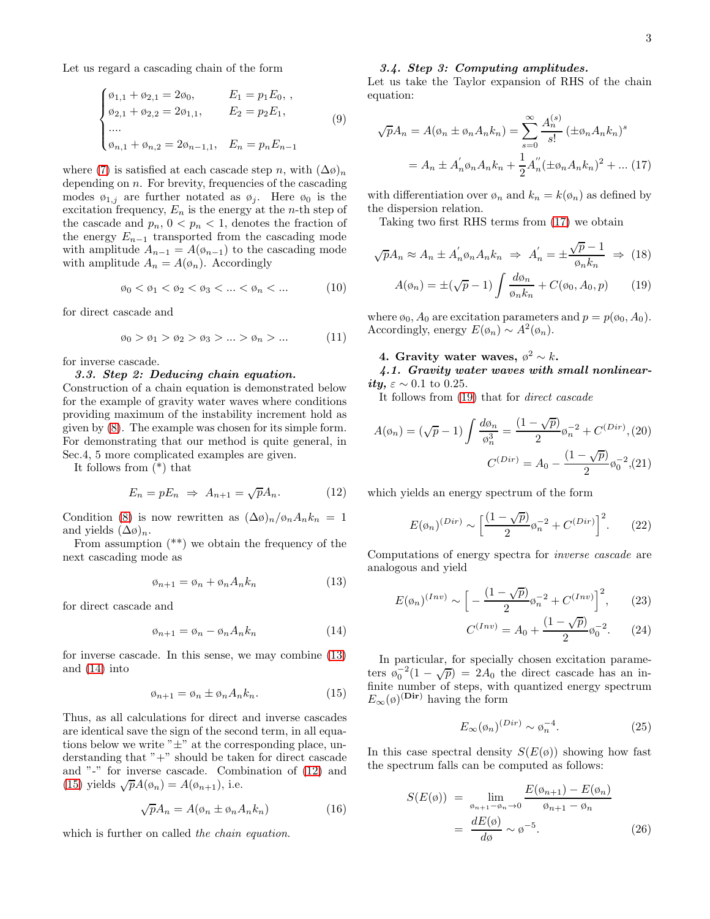Let us regard a cascading chain of the form

$$\begin{cases} \varnothing_{1,1} + \varnothing_{2,1} = 2\varnothing_0, & E_1 = p_1 E_0, \, , \\ \varnothing_{2,1} + \varnothing_{2,2} = 2\varnothing_{1,1}, & E_2 = p_2 E_1, \\ .... \\ \varnothing_{n,1} + \varnothing_{n,2} = 2\varnothing_{n-1,1}, & E_n = p_n E_{n-1} \end{cases} \tag{9}$$

where (7) is satisfied at each cascade step $n$, with $(\Delta\varnothing)_n$ depending on $n$. For brevity, frequencies of the cascading modes $\varnothing_{1,j}$ are further notated as $\varnothing_j$. Here $\varnothing_0$ is the excitation frequency, $E_n$ is the energy at the $n$-th step of the cascade and $p_n$, $0 < p_n < 1$, denotes the fraction of the energy $E_{n-1}$ transported from the cascading mode with amplitude $A_{n-1} = A(\varnothing_{n-1})$ to the cascading mode with amplitude $A_n = A(\varnothing_n)$. Accordingly

$$\varnothing_0 < \varnothing_1 < \varnothing_2 < \varnothing_3 < ... < \varnothing_n < ... \tag{10}$$

for direct cascade and

$$\varnothing_0 > \varnothing_1 > \varnothing_2 > \varnothing_3 > ... > \varnothing_n > ... \tag{11}$$

for inverse cascade.

### *3.3. Step 2: Deducing chain equation.*

Construction of a chain equation is demonstrated below for the example of gravity water waves where conditions providing maximum of the instability increment hold as given by (8). The example was chosen for its simple form. For demonstrating that our method is quite general, in Sec.4, 5 more complicated examples are given.

It follows from (*) that

$$E_n = pE_n \;\Rightarrow\; A_{n+1} = \sqrt{p}A_n. \tag{12}$$

Condition (8) is now rewritten as $(\Delta\varnothing)_n/\varnothing_n A_n k_n = 1$ and yields $(\Delta\varnothing)_n$.

From assumption (**) we obtain the frequency of the next cascading mode as

$$\varnothing_{n+1} = \varnothing_n + \varnothing_n A_n k_n \tag{13}$$

for direct cascade and

$$\varnothing_{n+1} = \varnothing_n - \varnothing_n A_n k_n \tag{14}$$

for inverse cascade. In this sense, we may combine (13) and (14) into

$$\varnothing_{n+1} = \varnothing_n \pm \varnothing_n A_n k_n. \tag{15}$$

Thus, as all calculations for direct and inverse cascades are identical save the sign of the second term, in all equations below we write "$\pm$" at the corresponding place, understanding that "+" should be taken for direct cascade and "-" for inverse cascade. Combination of (12) and (15) yields $\sqrt{p}A(\varnothing_n) = A(\varnothing_{n+1})$, i.e.

$$\sqrt{p}A_n = A(\varnothing_n \pm \varnothing_n A_n k_n) \tag{16}$$

which is further on called *the chain equation.*

### *3.4. Step 3: Computing amplitudes.*

Let us take the Taylor expansion of RHS of the chain equation:

$$\sqrt{p}A_n = A(\varnothing_n \pm \varnothing_n A_n k_n) = \sum_{s=0}^{\infty} \frac{A_n^{(s)}}{s!}\left(\pm\varnothing_n A_n k_n\right)^s$$
$$= A_n \pm A_n^{'}\varnothing_n A_n k_n + \frac{1}{2}A_n^{''}(\pm\varnothing_n A_n k_n)^2 + ... \tag{17}$$

with differentiation over $\varnothing_n$ and $k_n = k(\varnothing_n)$ as defined by the dispersion relation.

Taking two first RHS terms from (17) we obtain

$$\sqrt{p}A_n \approx A_n \pm A_n^{'}\varnothing_n A_n k_n \;\Rightarrow\; A_n^{'} = \pm\frac{\sqrt{p}-1}{\varnothing_n k_n} \;\Rightarrow \tag{18}$$

$$A(\varnothing_n) = \pm(\sqrt{p}-1)\int \frac{d\varnothing_n}{\varnothing_n k_n} + C(\varnothing_0, A_0, p) \tag{19}$$

where $\varnothing_0, A_0$ are excitation parameters and $p = p(\varnothing_0, A_0)$. Accordingly, energy $E(\varnothing_n) \sim A^2(\varnothing_n)$.

## 4. Gravity water waves, $\varnothing^2 \sim k$.

### *4.1. Gravity water waves with small nonlinearity,* $\varepsilon \sim 0.1$ to $0.25$.

It follows from (19) that for *direct cascade*

$$A(\varnothing_n) = (\sqrt{p}-1)\int \frac{d\varnothing_n}{\varnothing_n^3} = \frac{(1-\sqrt{p})}{2}\varnothing_n^{-2} + C^{(Dir)}, \tag{20}$$

$$C^{(Dir)} = A_0 - \frac{(1-\sqrt{p})}{2}\varnothing_0^{-2}, \tag{21}$$

which yields an energy spectrum of the form

$$E(\varnothing_n)^{(Dir)} \sim \Big[\frac{(1-\sqrt{p})}{2}\varnothing_n^{-2} + C^{(Dir)}\Big]^2. \tag{22}$$

Computations of energy spectra for *inverse cascade* are analogous and yield

$$E(\varnothing_n)^{(Inv)} \sim \Big[-\frac{(1-\sqrt{p})}{2}\varnothing_n^{-2} + C^{(Inv)}\Big]^2, \tag{23}$$

$$C^{(Inv)} = A_0 + \frac{(1-\sqrt{p})}{2}\varnothing_0^{-2}. \tag{24}$$

In particular, for specially chosen excitation parameters $\varnothing_0^{-2}(1-\sqrt{p}) = 2A_0$ the direct cascade has an infinite number of steps, with quantized energy spectrum $E_\infty(\varnothing)^{(\mathbf{Dir})}$ having the form

$$E_\infty(\varnothing_n)^{(Dir)} \sim \varnothing_n^{-4}. \tag{25}$$

In this case spectral density $S(E(\varnothing))$ showing how fast the spectrum falls can be computed as follows:

$$S(E(\varnothing)) = \lim_{\varnothing_{n+1}-\varnothing_n \to 0} \frac{E(\varnothing_{n+1}) - E(\varnothing_n)}{\varnothing_{n+1} - \varnothing_n} = \frac{dE(\varnothing)}{d\varnothing} \sim \varnothing^{-5}. \tag{26}$$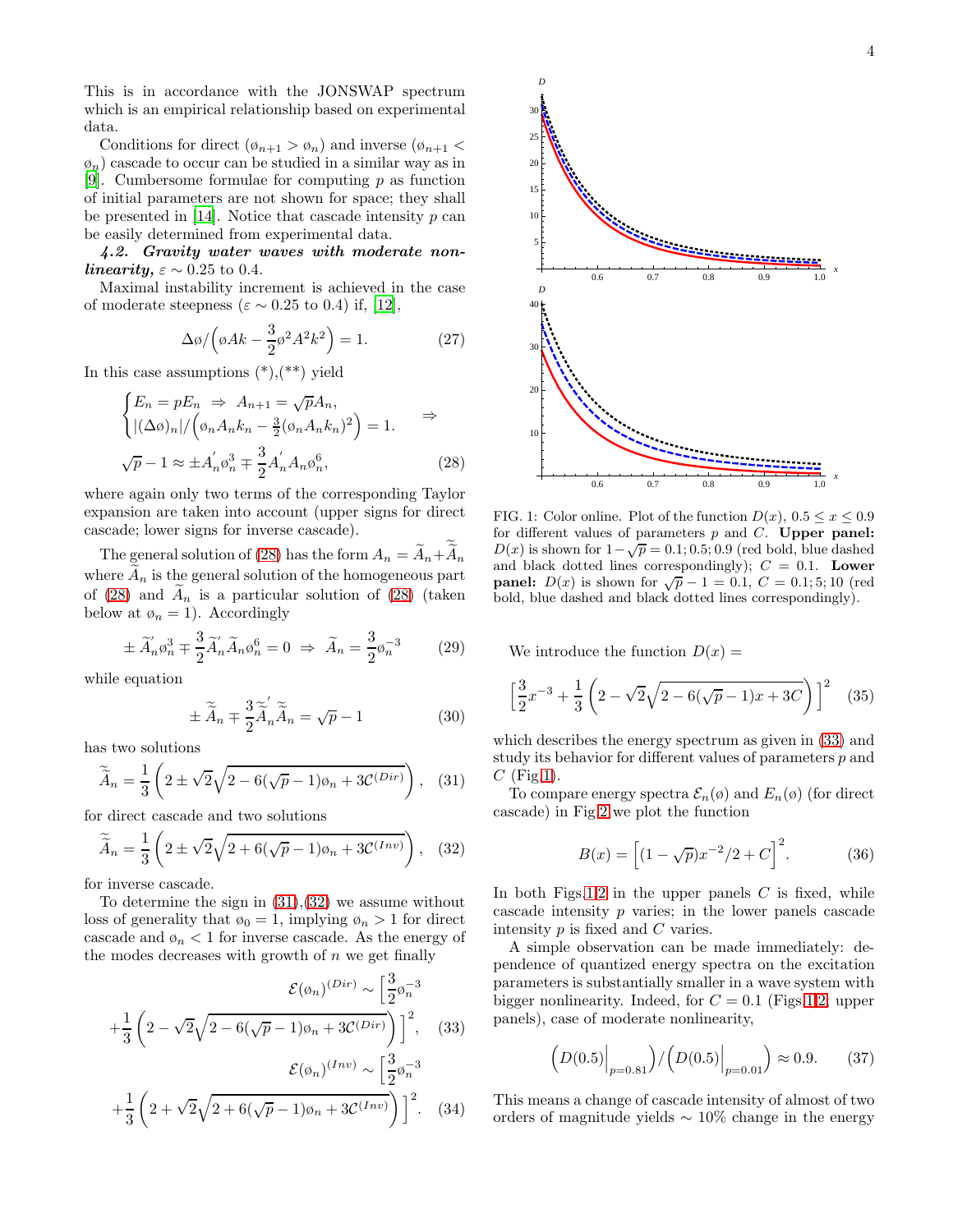This is in accordance with the JONSWAP spectrum which is an empirical relationship based on experimental data.

Conditions for direct ($\varnothing_{n+1} > \varnothing_n$) and inverse ($\varnothing_{n+1} < \varnothing_n$) cascade to occur can be studied in a similar way as in [9]. Cumbersome formulae for computing $p$ as function of initial parameters are not shown for space; they shall be presented in [14]. Notice that cascade intensity $p$ can be easily determined from experimental data.

***4.2. Gravity water waves with moderate nonlinearity,*** $\varepsilon \sim 0.25$ **to 0.4.**

Maximal instability increment is achieved in the case of moderate steepness ($\varepsilon \sim 0.25$ to 0.4) if, [12],

$$\Delta\varnothing / \Big(\varnothing A k - \frac{3}{2}\varnothing^2 A^2 k^2\Big) = 1. \qquad (27)$$

In this case assumptions (*),(**) yield

$$\begin{cases} E_n = pE_n \;\Rightarrow\; A_{n+1} = \sqrt{p}A_n, \\ |(\Delta\varnothing)_n| / \Big(\varnothing_n A_n k_n - \frac{3}{2}(\varnothing_n A_n k_n)^2\Big) = 1. \end{cases} \Rightarrow$$

$$\sqrt{p} - 1 \approx \pm A_n^{'}\varnothing_n^3 \mp \frac{3}{2}A_n^{'}A_n\varnothing_n^6, \qquad (28)$$

where again only two terms of the corresponding Taylor expansion are taken into account (upper signs for direct cascade; lower signs for inverse cascade).

The general solution of (28) has the form $A_n = \widetilde{A}_n + \widetilde{\widetilde{A}}_n$ where $\widetilde{A}_n$ is the general solution of the homogeneous part of (28) and $\widetilde{A}_n$ is a particular solution of (28) (taken below at $\varnothing_n = 1$). Accordingly

$$\pm \widetilde{A}_n^{'}\varnothing_n^3 \mp \frac{3}{2}\widetilde{A}_n^{'}\widetilde{A}_n\varnothing_n^6 = 0 \;\Rightarrow\; \widetilde{A}_n = \frac{3}{2}\varnothing_n^{-3} \qquad (29)$$

while equation

$$\pm \widetilde{\widetilde{A}}_n \mp \frac{3}{2}\widetilde{\widetilde{A}}_n^{'}\widetilde{\widetilde{A}}_n = \sqrt{p} - 1 \qquad (30)$$

has two solutions

$$\widetilde{\widetilde{A}}_n = \frac{1}{3}\left(2 \pm \sqrt{2}\sqrt{2 - 6(\sqrt{p}-1)\varnothing_n + 3\mathcal{C}^{(Dir)}}\right), \qquad (31)$$

for direct cascade and two solutions

$$\widetilde{\widetilde{A}}_n = \frac{1}{3}\left(2 \pm \sqrt{2}\sqrt{2 + 6(\sqrt{p}-1)\varnothing_n + 3\mathcal{C}^{(Inv)}}\right), \qquad (32)$$

for inverse cascade.

To determine the sign in (31),(32) we assume without loss of generality that $\varnothing_0 = 1$, implying $\varnothing_n > 1$ for direct cascade and $\varnothing_n < 1$ for inverse cascade. As the energy of the modes decreases with growth of $n$ we get finally

$$\mathcal{E}(\varnothing_n)^{(Dir)} \sim \Big[\frac{3}{2}\varnothing_n^{-3} + \frac{1}{3}\left(2 - \sqrt{2}\sqrt{2 - 6(\sqrt{p}-1)\varnothing_n + 3\mathcal{C}^{(Dir)}}\right)\Big]^2, \qquad (33)$$

$$\mathcal{E}(\varnothing_n)^{(Inv)} \sim \Big[\frac{3}{2}\varnothing_n^{-3} + \frac{1}{3}\left(2 + \sqrt{2}\sqrt{2 + 6(\sqrt{p}-1)\varnothing_n + 3\mathcal{C}^{(Inv)}}\right)\Big]^2. \qquad (34)$$

FIG. 1: Color online. Plot of the function $D(x)$, $0.5 \le x \le 0.9$ for different values of parameters $p$ and $C$. **Upper panel:** $D(x)$ is shown for $1-\sqrt{p} = 0.1; 0.5; 0.9$ (red bold, blue dashed and black dotted lines correspondingly); $C = 0.1$. **Lower panel:** $D(x)$ is shown for $\sqrt{p} - 1 = 0.1$, $C = 0.1; 5; 10$ (red bold, blue dashed and black dotted lines correspondingly).

We introduce the function $D(x) =$

$$\Big[\frac{3}{2}x^{-3} + \frac{1}{3}\left(2 - \sqrt{2}\sqrt{2 - 6(\sqrt{p}-1)x + 3C}\right)\Big]^2 \qquad (35)$$

which describes the energy spectrum as given in (33) and study its behavior for different values of parameters $p$ and $C$ (Fig.1).

To compare energy spectra $\mathcal{E}_n(\varnothing)$ and $E_n(\varnothing)$ (for direct cascade) in Fig.2 we plot the function

$$B(x) = \Big[(1-\sqrt{p})x^{-2}/2 + C\Big]^2. \qquad (36)$$

In both Figs.1,2 in the upper panels $C$ is fixed, while cascade intensity $p$ varies; in the lower panels cascade intensity $p$ is fixed and $C$ varies.

A simple observation can be made immediately: dependence of quantized energy spectra on the excitation parameters is substantially smaller in a wave system with bigger nonlinearity. Indeed, for $C = 0.1$ (Figs.1,2, upper panels), case of moderate nonlinearity,

$$\Big(D(0.5)\Big|_{p=0.81}\Big) / \Big(D(0.5)\Big|_{p=0.01}\Big) \approx 0.9. \qquad (37)$$

This means a change of cascade intensity of almost of two orders of magnitude yields $\sim 10\%$ change in the energy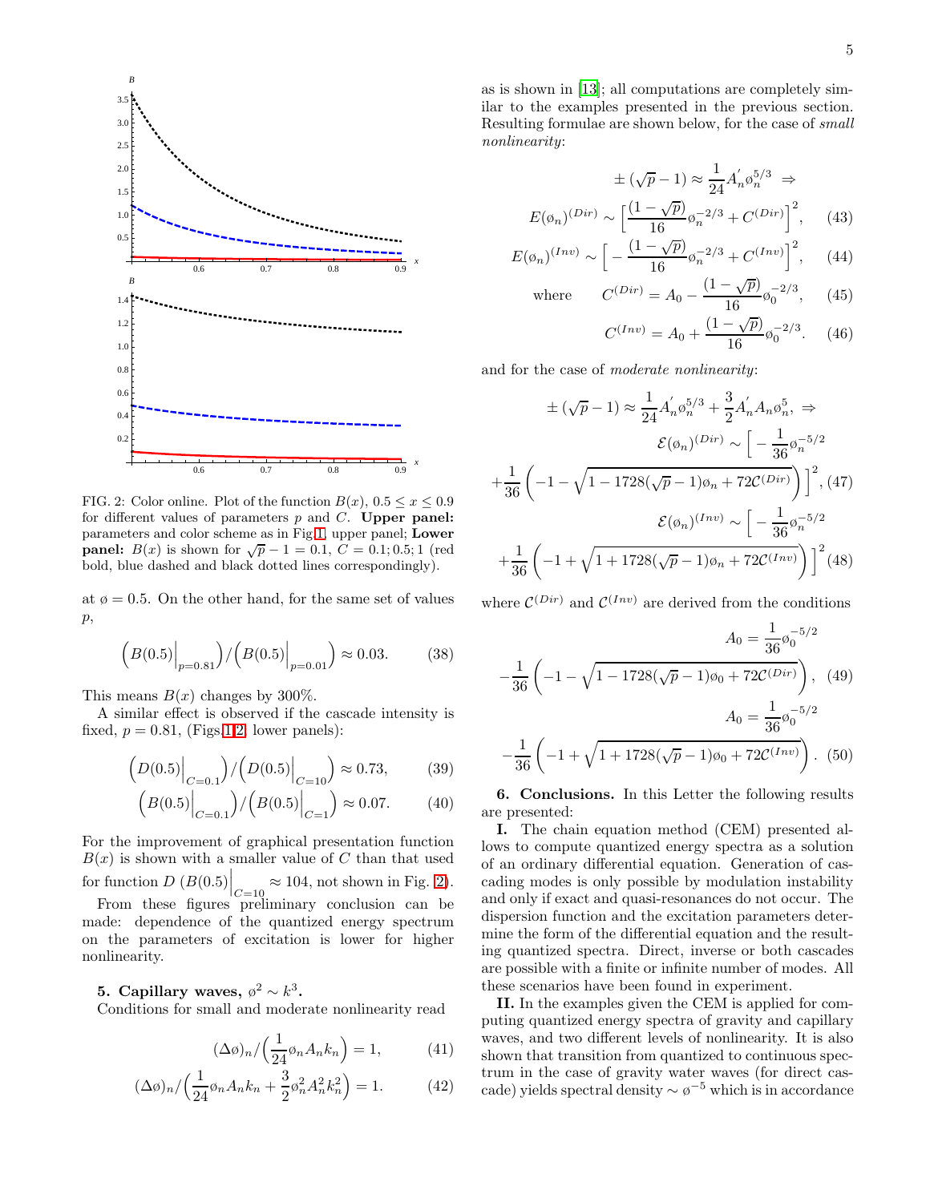FIG. 2: Color online. Plot of the function $B(x)$, $0.5 \le x \le 0.9$ for different values of parameters $p$ and $C$. **Upper panel:** parameters and color scheme as in Fig.1, upper panel; **Lower panel:** $B(x)$ is shown for $\sqrt{p} - 1 = 0.1$, $C = 0.1; 0.5; 1$ (red bold, blue dashed and black dotted lines correspondingly).

at $\o = 0.5$. On the other hand, for the same set of values $p$,

$$\Big(B(0.5)\Big|_{p=0.81}\Big)/\Big(B(0.5)\Big|_{p=0.01}\Big) \approx 0.03. \tag{38}$$

This means $B(x)$ changes by 300%.

A similar effect is observed if the cascade intensity is fixed, $p = 0.81$, (Figs.1,2, lower panels):

$$\Big(D(0.5)\Big|_{C=0.1}\Big)/\Big(D(0.5)\Big|_{C=10}\Big) \approx 0.73, \tag{39}$$

$$\Big(B(0.5)\Big|_{C=0.1}\Big)/\Big(B(0.5)\Big|_{C=1}\Big) \approx 0.07. \tag{40}$$

For the improvement of graphical presentation function $B(x)$ is shown with a smaller value of $C$ than that used for function $D$ $\left(B(0.5)\right|_{C=10} \approx 104$, not shown in Fig. 2).

From these figures preliminary conclusion can be made: dependence of the quantized energy spectrum on the parameters of excitation is lower for higher nonlinearity.

**5. Capillary waves, $\o^2 \sim k^3$.**
Conditions for small and moderate nonlinearity read

$$(\Delta\o)_n/\Big(\frac{1}{24}\o_n A_n k_n\Big) = 1, \tag{41}$$

$$(\Delta\o)_n/\Big(\frac{1}{24}\o_n A_n k_n + \frac{3}{2}\o_n^2 A_n^2 k_n^2\Big) = 1. \tag{42}$$

as is shown in [13]; all computations are completely similar to the examples presented in the previous section. Resulting formulae are shown below, for the case of *small nonlinearity*:

$$\pm(\sqrt{p}-1) \approx \frac{1}{24}A_n^{'}\o_n^{5/3} \;\Rightarrow$$

$$E(\o_n)^{(Dir)} \sim \Big[\frac{(1-\sqrt{p})}{16}\o_n^{-2/3} + C^{(Dir)}\Big]^2, \tag{43}$$

$$E(\o_n)^{(Inv)} \sim \Big[-\frac{(1-\sqrt{p})}{16}\o_n^{-2/3} + C^{(Inv)}\Big]^2, \tag{44}$$

$$\text{where} \quad C^{(Dir)} = A_0 - \frac{(1-\sqrt{p})}{16}\o_0^{-2/3}, \tag{45}$$

$$C^{(Inv)} = A_0 + \frac{(1-\sqrt{p})}{16}\o_0^{-2/3}. \tag{46}$$

and for the case of *moderate nonlinearity*:

$$\pm(\sqrt{p}-1) \approx \frac{1}{24}A_n^{'}\o_n^{5/3} + \frac{3}{2}A_n^{'}A_n\o_n^5, \;\Rightarrow$$

$$\mathcal{E}(\o_n)^{(Dir)} \sim \Big[-\frac{1}{36}\o_n^{-5/2} + \frac{1}{36}\Big(-1-\sqrt{1-1728(\sqrt{p}-1)\o_n + 72\mathcal{C}^{(Dir)}}\Big)\Big]^2, \tag{47}$$

$$\mathcal{E}(\o_n)^{(Inv)} \sim \Big[-\frac{1}{36}\o_n^{-5/2} + \frac{1}{36}\Big(-1+\sqrt{1+1728(\sqrt{p}-1)\o_n + 72\mathcal{C}^{(Inv)}}\Big)\Big]^2 \tag{48}$$

where $\mathcal{C}^{(Dir)}$ and $\mathcal{C}^{(Inv)}$ are derived from the conditions

$$A_0 = \frac{1}{36}\o_0^{-5/2} - \frac{1}{36}\Big(-1-\sqrt{1-1728(\sqrt{p}-1)\o_0 + 72\mathcal{C}^{(Dir)}}\Big), \tag{49}$$

$$A_0 = \frac{1}{36}\o_0^{-5/2} - \frac{1}{36}\Big(-1+\sqrt{1+1728(\sqrt{p}-1)\o_0 + 72\mathcal{C}^{(Inv)}}\Big). \tag{50}$$

**6. Conclusions.** In this Letter the following results are presented:

**I.** The chain equation method (CEM) presented allows to compute quantized energy spectra as a solution of an ordinary differential equation. Generation of cascading modes is only possible by modulation instability and only if exact and quasi-resonances do not occur. The dispersion function and the excitation parameters determine the form of the differential equation and the resulting quantized spectra. Direct, inverse or both cascades are possible with a finite or infinite number of modes. All these scenarios have been found in experiment.

**II.** In the examples given the CEM is applied for computing quantized energy spectra of gravity and capillary waves, and two different levels of nonlinearity. It is also shown that transition from quantized to continuous spectrum in the case of gravity water waves (for direct cascade) yields spectral density $\sim \o^{-5}$ which is in accordance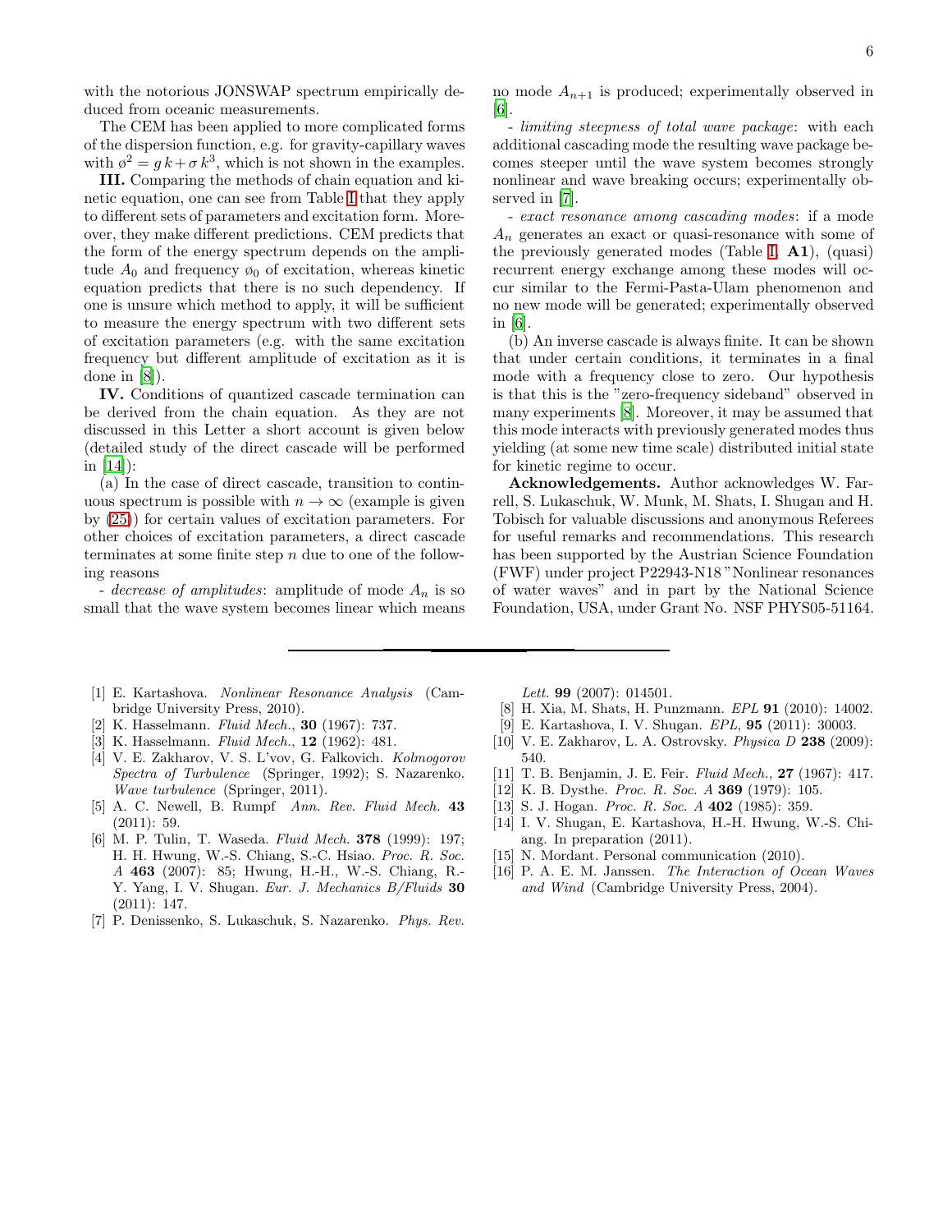with the notorious JONSWAP spectrum empirically deduced from oceanic measurements.

The CEM has been applied to more complicated forms of the dispersion function, e.g. for gravity-capillary waves with $\omega^2 = g\,k + \sigma\,k^3$, which is not shown in the examples.

**III.** Comparing the methods of chain equation and kinetic equation, one can see from Table I that they apply to different sets of parameters and excitation form. Moreover, they make different predictions. CEM predicts that the form of the energy spectrum depends on the amplitude $A_0$ and frequency $\omega_0$ of excitation, whereas kinetic equation predicts that there is no such dependency. If one is unsure which method to apply, it will be sufficient to measure the energy spectrum with two different sets of excitation parameters (e.g. with the same excitation frequency but different amplitude of excitation as it is done in [8]).

**IV.** Conditions of quantized cascade termination can be derived from the chain equation. As they are not discussed in this Letter a short account is given below (detailed study of the direct cascade will be performed in [14]):

(a) In the case of direct cascade, transition to continuous spectrum is possible with $n \to \infty$ (example is given by (25)) for certain values of excitation parameters. For other choices of excitation parameters, a direct cascade terminates at some finite step $n$ due to one of the following reasons

- *decrease of amplitudes*: amplitude of mode $A_n$ is so small that the wave system becomes linear which means no mode $A_{n+1}$ is produced; experimentally observed in [6].

- *limiting steepness of total wave package*: with each additional cascading mode the resulting wave package becomes steeper until the wave system becomes strongly nonlinear and wave breaking occurs; experimentally observed in [7].

- *exact resonance among cascading modes*: if a mode $A_n$ generates an exact or quasi-resonance with some of the previously generated modes (Table I, **A1**), (quasi) recurrent energy exchange among these modes will occur similar to the Fermi-Pasta-Ulam phenomenon and no new mode will be generated; experimentally observed in [6].

(b) An inverse cascade is always finite. It can be shown that under certain conditions, it terminates in a final mode with a frequency close to zero. Our hypothesis is that this is the "zero-frequency sideband" observed in many experiments [8]. Moreover, it may be assumed that this mode interacts with previously generated modes thus yielding (at some new time scale) distributed initial state for kinetic regime to occur.

**Acknowledgements.** Author acknowledges W. Farrell, S. Lukaschuk, W. Munk, M. Shats, I. Shugan and H. Tobisch for valuable discussions and anonymous Referees for useful remarks and recommendations. This research has been supported by the Austrian Science Foundation (FWF) under project P22943-N18 "Nonlinear resonances of water waves" and in part by the National Science Foundation, USA, under Grant No. NSF PHYS05-51164.

---

[1] E. Kartashova. *Nonlinear Resonance Analysis* (Cambridge University Press, 2010).

[2] K. Hasselmann. *Fluid Mech.*, **30** (1967): 737.

[3] K. Hasselmann. *Fluid Mech.*, **12** (1962): 481.

[4] V. E. Zakharov, V. S. L'vov, G. Falkovich. *Kolmogorov Spectra of Turbulence* (Springer, 1992); S. Nazarenko. *Wave turbulence* (Springer, 2011).

[5] A. C. Newell, B. Rumpf *Ann. Rev. Fluid Mech.* **43** (2011): 59.

[6] M. P. Tulin, T. Waseda. *Fluid Mech.* **378** (1999): 197; H. H. Hwung, W.-S. Chiang, S.-C. Hsiao. *Proc. R. Soc. A* **463** (2007): 85; Hwung, H.-H., W.-S. Chiang, R.-Y. Yang, I. V. Shugan. *Eur. J. Mechanics B/Fluids* **30** (2011): 147.

[7] P. Denissenko, S. Lukaschuk, S. Nazarenko. *Phys. Rev. Lett.* **99** (2007): 014501.

[8] H. Xia, M. Shats, H. Punzmann. *EPL* **91** (2010): 14002.

[9] E. Kartashova, I. V. Shugan. *EPL*, **95** (2011): 30003.

[10] V. E. Zakharov, L. A. Ostrovsky. *Physica D* **238** (2009): 540.

[11] T. B. Benjamin, J. E. Feir. *Fluid Mech.*, **27** (1967): 417.

[12] K. B. Dysthe. *Proc. R. Soc. A* **369** (1979): 105.

[13] S. J. Hogan. *Proc. R. Soc. A* **402** (1985): 359.

[14] I. V. Shugan, E. Kartashova, H.-H. Hwung, W.-S. Chiang. In preparation (2011).

[15] N. Mordant. Personal communication (2010).

[16] P. A. E. M. Janssen. *The Interaction of Ocean Waves and Wind* (Cambridge University Press, 2004).